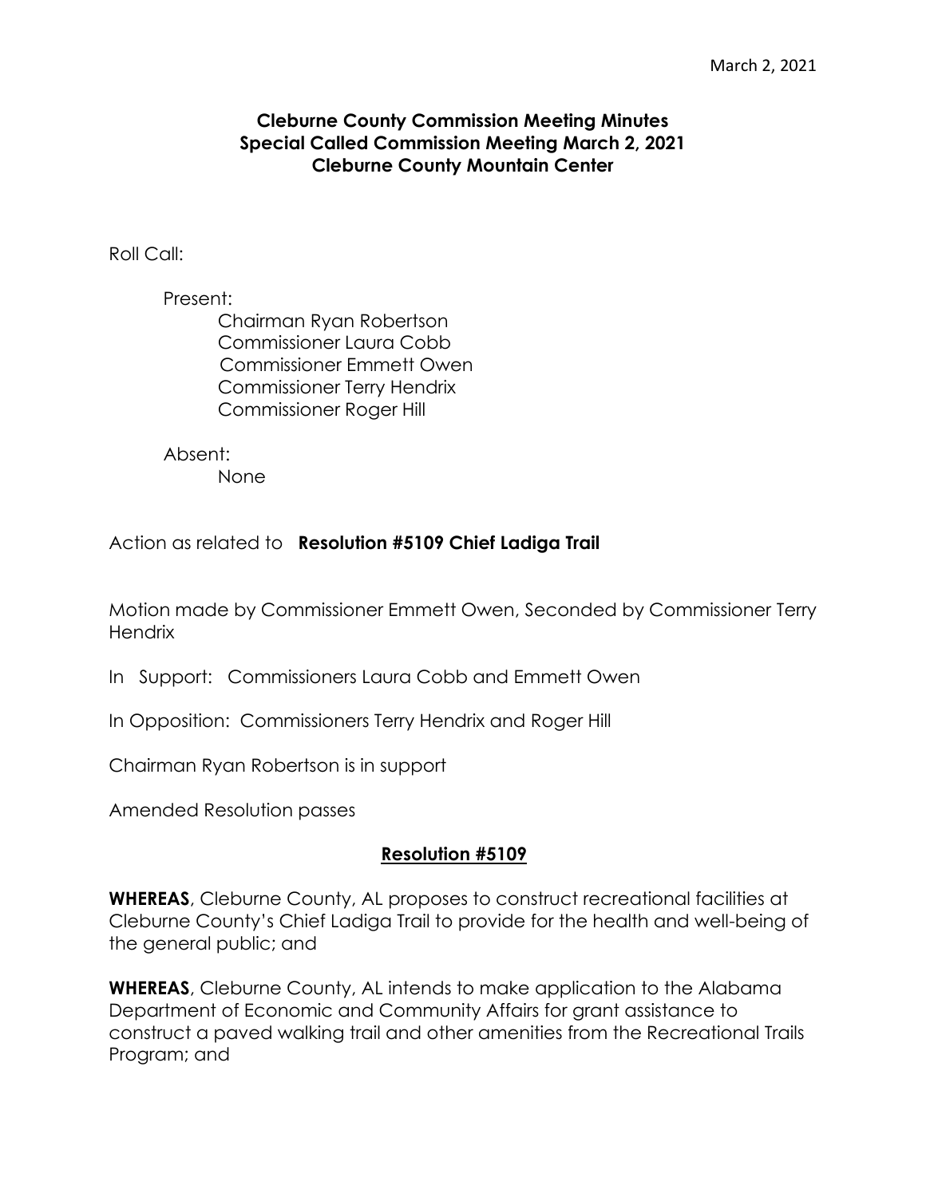March 2, 2021

# Cleburne County Commission Meeting Minutes
## Special Called Commission Meeting March 2, 2021
## Cleburne County Mountain Center

Roll Call:

Present:
- Chairman Ryan Robertson
- Commissioner Laura Cobb
- Commissioner Emmett Owen
- Commissioner Terry Hendrix
- Commissioner Roger Hill

Absent:
- None

Action as related to **Resolution #5109 Chief Ladiga Trail**

Motion made by Commissioner Emmett Owen, Seconded by Commissioner Terry Hendrix

In Support: Commissioners Laura Cobb and Emmett Owen

In Opposition: Commissioners Terry Hendrix and Roger Hill

Chairman Ryan Robertson is in support

Amended Resolution passes

## **<u>Resolution #5109</u>**

**WHEREAS**, Cleburne County, AL proposes to construct recreational facilities at Cleburne County's Chief Ladiga Trail to provide for the health and well-being of the general public; and

**WHEREAS**, Cleburne County, AL intends to make application to the Alabama Department of Economic and Community Affairs for grant assistance to construct a paved walking trail and other amenities from the Recreational Trails Program; and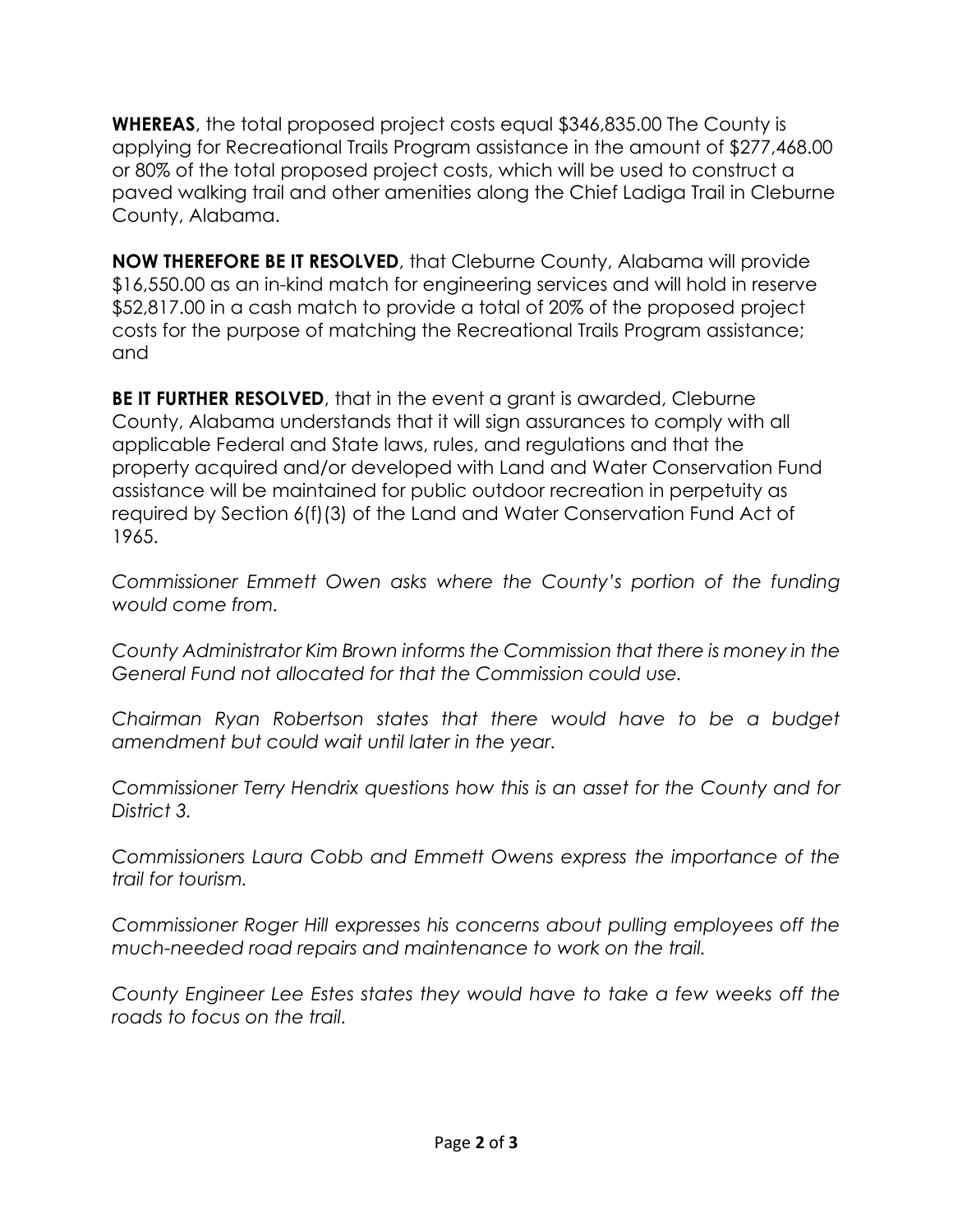**WHEREAS**, the total proposed project costs equal $346,835.00 The County is applying for Recreational Trails Program assistance in the amount of $277,468.00 or 80% of the total proposed project costs, which will be used to construct a paved walking trail and other amenities along the Chief Ladiga Trail in Cleburne County, Alabama.

**NOW THEREFORE BE IT RESOLVED**, that Cleburne County, Alabama will provide $16,550.00 as an in-kind match for engineering services and will hold in reserve $52,817.00 in a cash match to provide a total of 20% of the proposed project costs for the purpose of matching the Recreational Trails Program assistance; and

**BE IT FURTHER RESOLVED**, that in the event a grant is awarded, Cleburne County, Alabama understands that it will sign assurances to comply with all applicable Federal and State laws, rules, and regulations and that the property acquired and/or developed with Land and Water Conservation Fund assistance will be maintained for public outdoor recreation in perpetuity as required by Section 6(f)(3) of the Land and Water Conservation Fund Act of 1965.

*Commissioner Emmett Owen asks where the County's portion of the funding would come from.*

*County Administrator Kim Brown informs the Commission that there is money in the General Fund not allocated for that the Commission could use.*

*Chairman Ryan Robertson states that there would have to be a budget amendment but could wait until later in the year.*

*Commissioner Terry Hendrix questions how this is an asset for the County and for District 3.*

*Commissioners Laura Cobb and Emmett Owens express the importance of the trail for tourism.*

*Commissioner Roger Hill expresses his concerns about pulling employees off the much-needed road repairs and maintenance to work on the trail.*

*County Engineer Lee Estes states they would have to take a few weeks off the roads to focus on the trail.*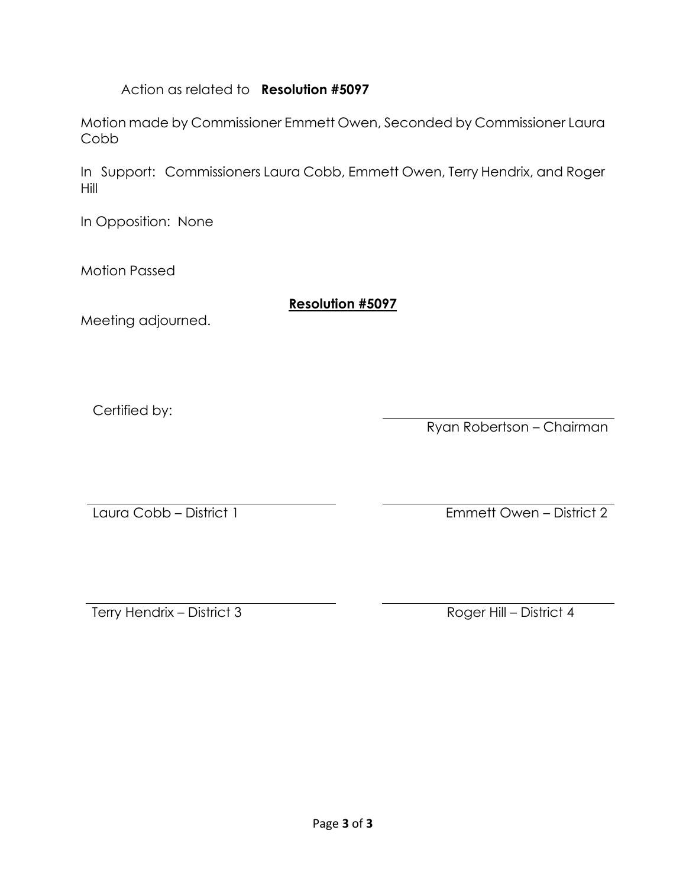Action as related to **Resolution #5097**

Motion made by Commissioner Emmett Owen, Seconded by Commissioner Laura Cobb

In Support: Commissioners Laura Cobb, Emmett Owen, Terry Hendrix, and Roger Hill

In Opposition: None

Motion Passed

**Resolution #5097**

Meeting adjourned.

Certified by:

\_\_\_\_\_\_\_\_\_\_\_\_\_\_\_\_\_\_\_\_\_\_\_\_\_\_\_\_
Ryan Robertson – Chairman

\_\_\_\_\_\_\_\_\_\_\_\_\_\_\_\_\_\_\_\_\_\_\_\_\_\_\_\_
Laura Cobb – District 1

\_\_\_\_\_\_\_\_\_\_\_\_\_\_\_\_\_\_\_\_\_\_\_\_\_\_\_\_
Emmett Owen – District 2

\_\_\_\_\_\_\_\_\_\_\_\_\_\_\_\_\_\_\_\_\_\_\_\_\_\_\_\_
Terry Hendrix – District 3

\_\_\_\_\_\_\_\_\_\_\_\_\_\_\_\_\_\_\_\_\_\_\_\_\_\_\_\_
Roger Hill – District 4